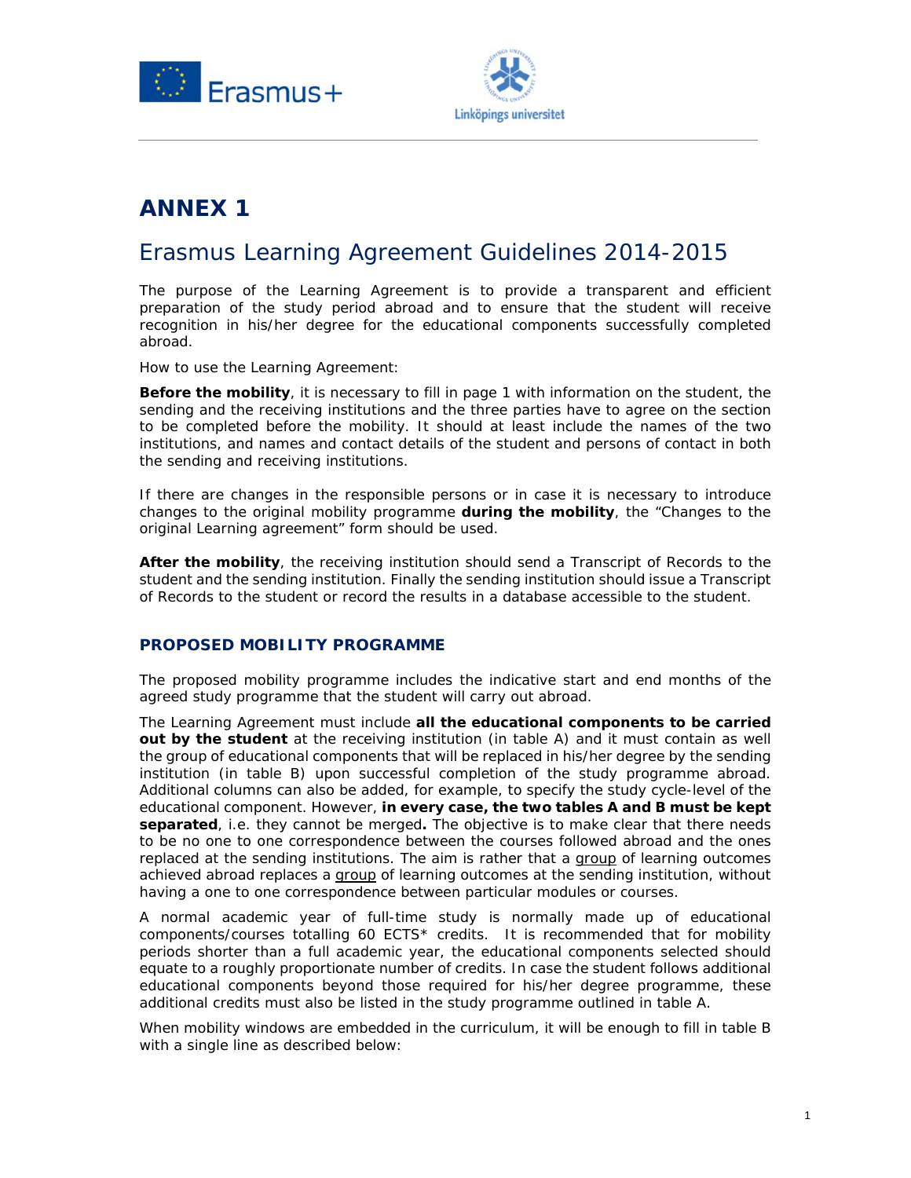# ANNEX 1

## Erasmus Learning Agreement Guidelines 2014-2015

The purpose of the Learning Agreement is to provide a transparent and efficient preparation of the study period abroad and to ensure that the student will receive recognition in his/her degree for the educational components successfully completed abroad.

How to use the Learning Agreement:

**Before the mobility**, it is necessary to fill in page 1 with information on the student, the sending and the receiving institutions and the three parties have to agree on the section to be completed before the mobility. It should at least include the names of the two institutions, and names and contact details of the student and persons of contact in both the sending and receiving institutions.

If there are changes in the responsible persons or in case it is necessary to introduce changes to the original mobility programme **during the mobility**, the "Changes to the original Learning agreement" form should be used.

**After the mobility**, the receiving institution should send a Transcript of Records to the student and the sending institution. Finally the sending institution should issue a Transcript of Records to the student or record the results in a database accessible to the student.

### PROPOSED MOBILITY PROGRAMME

The proposed mobility programme includes the indicative start and end months of the agreed study programme that the student will carry out abroad.

The Learning Agreement must include **all the educational components to be carried out by the student** at the receiving institution (in table A) and it must contain as well the group of educational components that will be replaced in his/her degree by the sending institution (in table B) upon successful completion of the study programme abroad. Additional columns can also be added, for example, to specify the study cycle-level of the educational component. However, **in every case, the two tables A and B must be kept separated**, i.e. they cannot be merged**.** The objective is to make clear that there needs to be no one to one correspondence between the courses followed abroad and the ones replaced at the sending institutions. The aim is rather that a <u>group</u> of learning outcomes achieved abroad replaces a <u>group</u> of learning outcomes at the sending institution, without having a one to one correspondence between particular modules or courses.

A normal academic year of full-time study is normally made up of educational components/courses totalling 60 ECTS* credits. It is recommended that for mobility periods shorter than a full academic year, the educational components selected should equate to a roughly proportionate number of credits. In case the student follows additional educational components beyond those required for his/her degree programme, these additional credits must also be listed in the study programme outlined in table A.

When mobility windows are embedded in the curriculum, it will be enough to fill in table B with a single line as described below: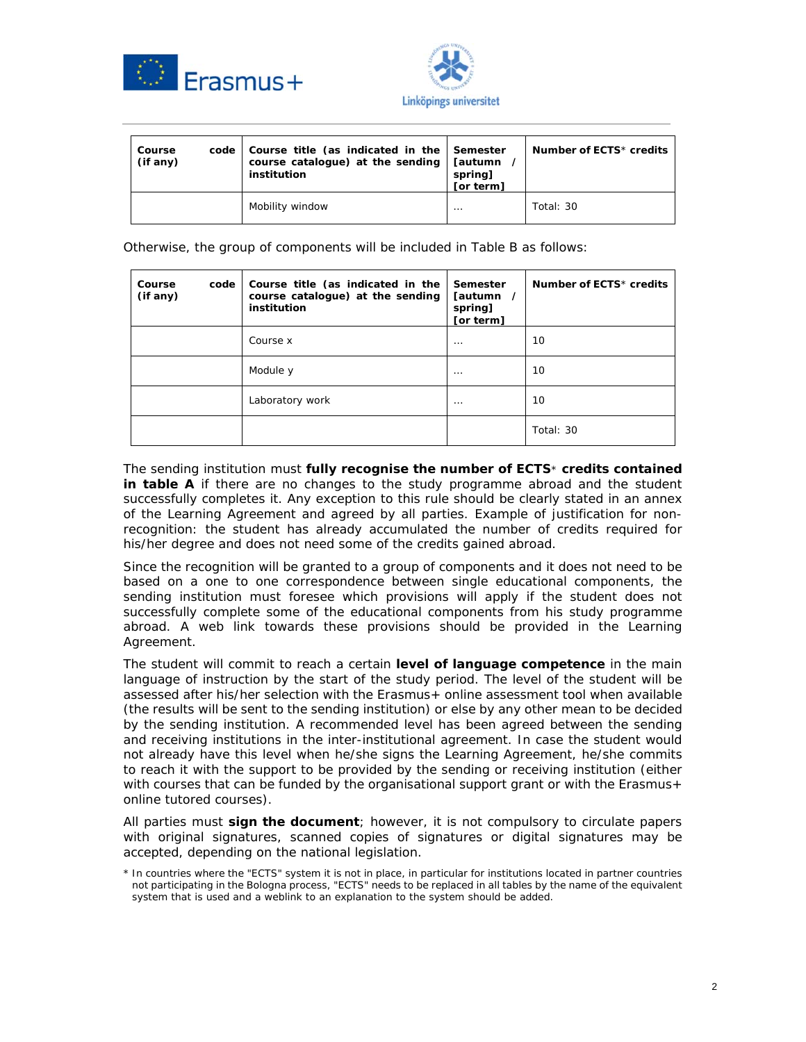| Course code (if any) | Course title (as indicated in the course catalogue) at the sending institution | Semester [autumn / spring] [or term] | Number of ECTS* credits |
|---|---|---|---|
| | Mobility window | … | Total: 30 |

Otherwise, the group of components will be included in Table B as follows:

| Course code (if any) | Course title (as indicated in the course catalogue) at the sending institution | Semester [autumn / spring] [or term] | Number of ECTS* credits |
|---|---|---|---|
| | Course x | … | 10 |
| | Module y | … | 10 |
| | Laboratory work | … | 10 |
| | | | Total: 30 |

The sending institution must **fully recognise the number of ECTS* credits contained in table A** if there are no changes to the study programme abroad and the student successfully completes it. Any exception to this rule should be clearly stated in an annex of the Learning Agreement and agreed by all parties. Example of justification for non-recognition: the student has already accumulated the number of credits required for his/her degree and does not need some of the credits gained abroad.

Since the recognition will be granted to a group of components and it does not need to be based on a one to one correspondence between single educational components, the sending institution must foresee which provisions will apply if the student does not successfully complete some of the educational components from his study programme abroad. A web link towards these provisions should be provided in the Learning Agreement.

The student will commit to reach a certain **level of language competence** in the main language of instruction by the start of the study period. The level of the student will be assessed after his/her selection with the Erasmus+ online assessment tool when available (the results will be sent to the sending institution) or else by any other mean to be decided by the sending institution. A recommended level has been agreed between the sending and receiving institutions in the inter-institutional agreement. In case the student would not already have this level when he/she signs the Learning Agreement, he/she commits to reach it with the support to be provided by the sending or receiving institution (either with courses that can be funded by the organisational support grant or with the Erasmus+ online tutored courses).

All parties must **sign the document**; however, it is not compulsory to circulate papers with original signatures, scanned copies of signatures or digital signatures may be accepted, depending on the national legislation.

\* In countries where the "ECTS" system it is not in place, in particular for institutions located in partner countries not participating in the Bologna process, "ECTS" needs to be replaced in all tables by the name of the equivalent system that is used and a weblink to an explanation to the system should be added.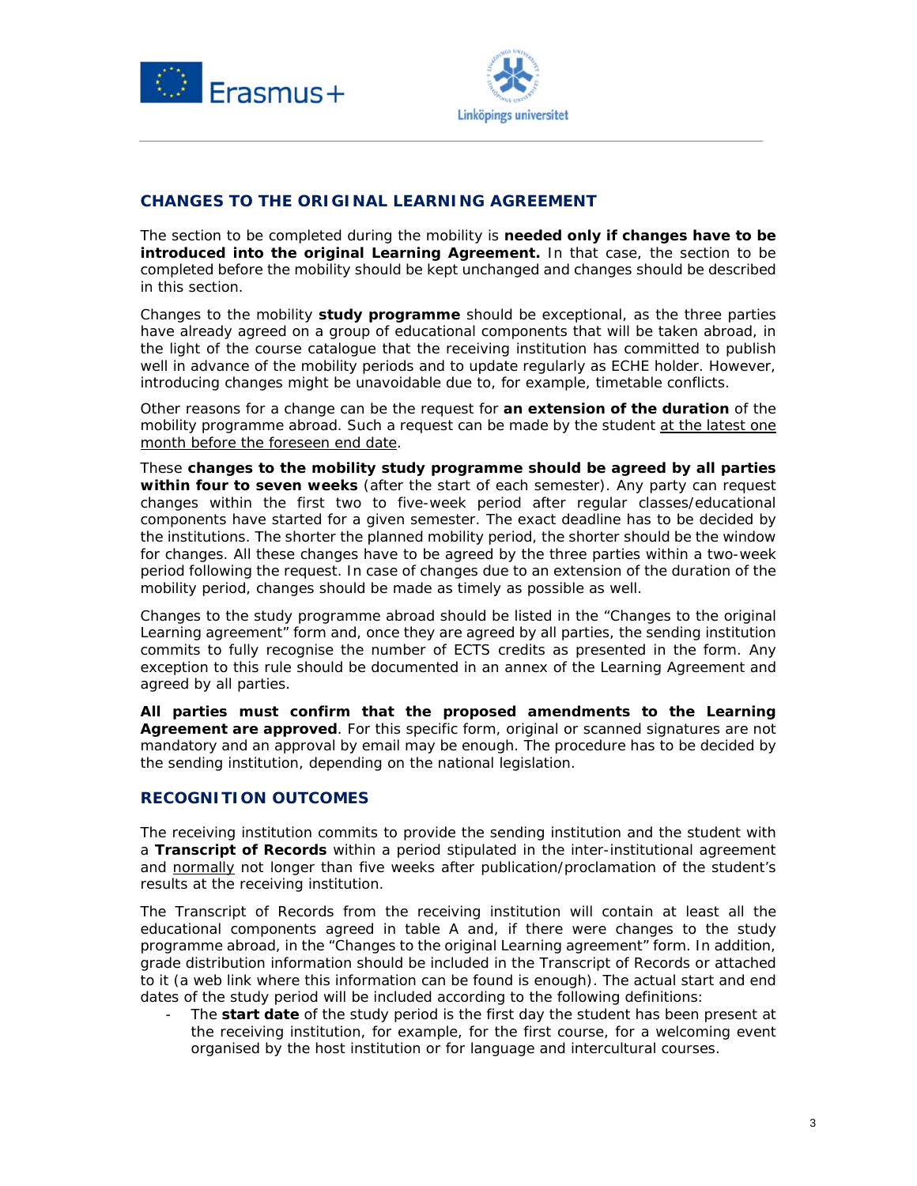## CHANGES TO THE ORIGINAL LEARNING AGREEMENT

The section to be completed during the mobility is **needed only if changes have to be introduced into the original Learning Agreement.** In that case, the section to be completed before the mobility should be kept unchanged and changes should be described in this section.

Changes to the mobility **study programme** should be exceptional, as the three parties have already agreed on a group of educational components that will be taken abroad, in the light of the course catalogue that the receiving institution has committed to publish well in advance of the mobility periods and to update regularly as ECHE holder. However, introducing changes might be unavoidable due to, for example, timetable conflicts.

Other reasons for a change can be the request for **an extension of the duration** of the mobility programme abroad. Such a request can be made by the student at the latest one month before the foreseen end date.

These **changes to the mobility study programme should be agreed by all parties within four to seven weeks** (after the start of each semester). Any party can request changes within the first two to five-week period after regular classes/educational components have started for a given semester. The exact deadline has to be decided by the institutions. The shorter the planned mobility period, the shorter should be the window for changes. All these changes have to be agreed by the three parties within a two-week period following the request. In case of changes due to an extension of the duration of the mobility period, changes should be made as timely as possible as well.

Changes to the study programme abroad should be listed in the "Changes to the original Learning agreement" form and, once they are agreed by all parties, the sending institution commits to fully recognise the number of ECTS credits as presented in the form. Any exception to this rule should be documented in an annex of the Learning Agreement and agreed by all parties.

**All parties must confirm that the proposed amendments to the Learning Agreement are approved**. For this specific form, original or scanned signatures are not mandatory and an approval by email may be enough. The procedure has to be decided by the sending institution, depending on the national legislation.

## RECOGNITION OUTCOMES

The receiving institution commits to provide the sending institution and the student with a **Transcript of Records** within a period stipulated in the inter-institutional agreement and normally not longer than five weeks after publication/proclamation of the student's results at the receiving institution.

The Transcript of Records from the receiving institution will contain at least all the educational components agreed in table A and, if there were changes to the study programme abroad, in the "Changes to the original Learning agreement" form. In addition, grade distribution information should be included in the Transcript of Records or attached to it (a web link where this information can be found is enough). The actual start and end dates of the study period will be included according to the following definitions:

- The **start date** of the study period is the first day the student has been present at the receiving institution, for example, for the first course, for a welcoming event organised by the host institution or for language and intercultural courses.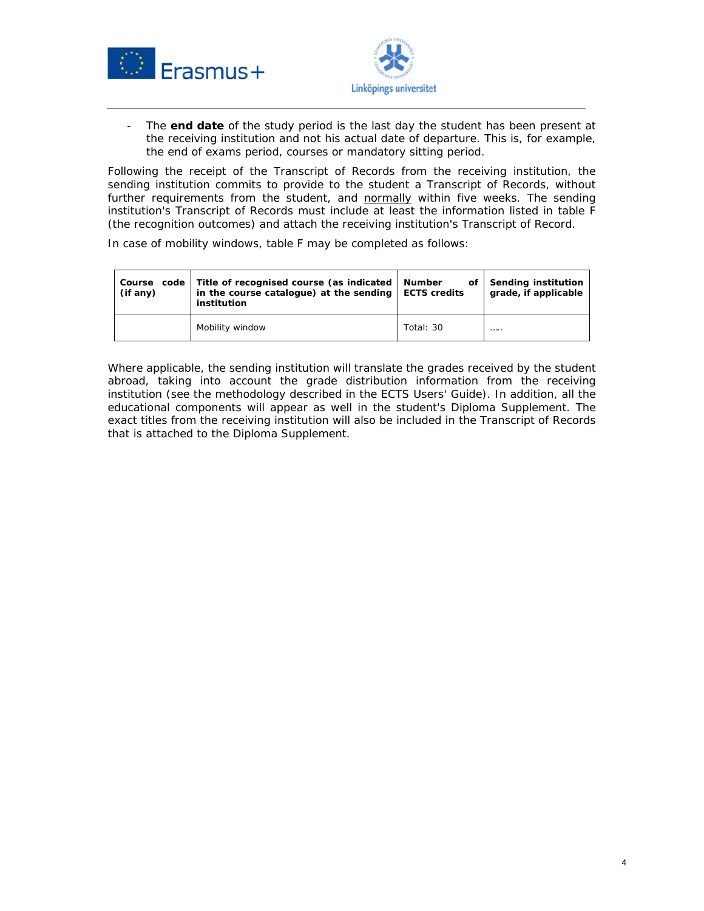- The **end date** of the study period is the last day the student has been present at the receiving institution and not his actual date of departure. This is, for example, the end of exams period, courses or mandatory sitting period.

Following the receipt of the Transcript of Records from the receiving institution, the sending institution commits to provide to the student a Transcript of Records, without further requirements from the student, and normally within five weeks. The sending institution's Transcript of Records must include at least the information listed in table F (the recognition outcomes) and attach the receiving institution's Transcript of Record.

In case of mobility windows, table F may be completed as follows:

| **Course code (if any)** | **Title of recognised course (as indicated in the course catalogue) at the sending institution** | **Number of ECTS credits** | **Sending institution grade, if applicable** |
|---|---|---|---|
| | Mobility window | Total: 30 | …. |

Where applicable, the sending institution will translate the grades received by the student abroad, taking into account the grade distribution information from the receiving institution (see the methodology described in the ECTS Users' Guide). In addition, all the educational components will appear as well in the student's Diploma Supplement. The exact titles from the receiving institution will also be included in the Transcript of Records that is attached to the Diploma Supplement.